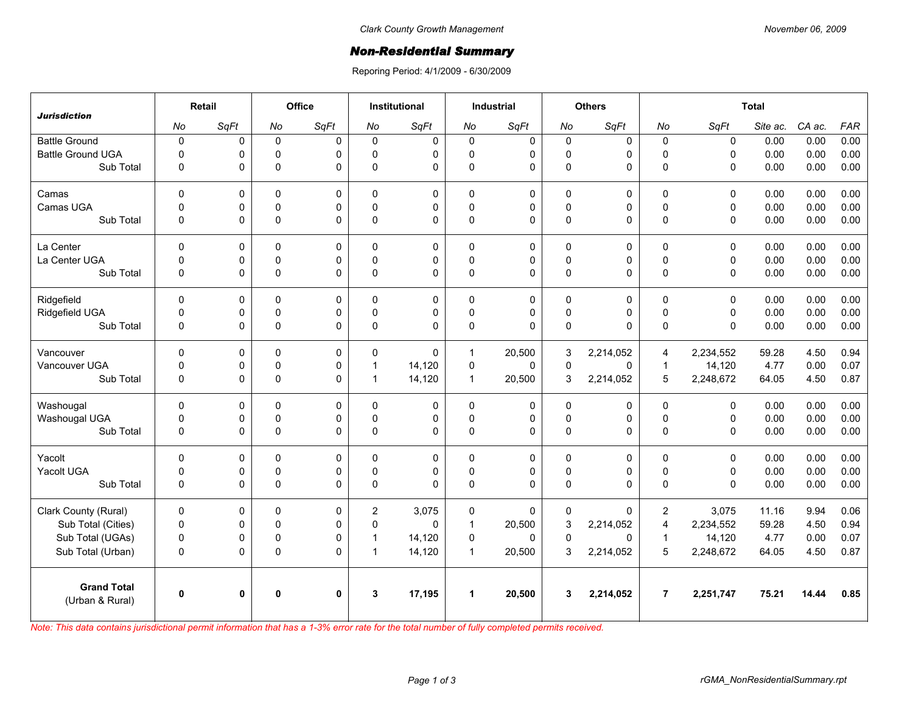Clark County Growth Management

November 06, 2009

# Non-Residential Summary

Reporing Period: 4/1/2009 - 6/30/2009

| Jurisdiction | Retail | | Office | | Institutional | | Industrial | | Others | | Total | | | | |
|---|---|---|---|---|---|---|---|---|---|---|---|---|---|---|---|
| | No | SqFt | No | SqFt | No | SqFt | No | SqFt | No | SqFt | No | SqFt | Site ac. | CA ac. | FAR |
| Battle Ground | 0 | 0 | 0 | 0 | 0 | 0 | 0 | 0 | 0 | 0 | 0 | 0 | 0.00 | 0.00 | 0.00 |
| Battle Ground UGA | 0 | 0 | 0 | 0 | 0 | 0 | 0 | 0 | 0 | 0 | 0 | 0 | 0.00 | 0.00 | 0.00 |
| Sub Total | 0 | 0 | 0 | 0 | 0 | 0 | 0 | 0 | 0 | 0 | 0 | 0 | 0.00 | 0.00 | 0.00 |
| Camas | 0 | 0 | 0 | 0 | 0 | 0 | 0 | 0 | 0 | 0 | 0 | 0 | 0.00 | 0.00 | 0.00 |
| Camas UGA | 0 | 0 | 0 | 0 | 0 | 0 | 0 | 0 | 0 | 0 | 0 | 0 | 0.00 | 0.00 | 0.00 |
| Sub Total | 0 | 0 | 0 | 0 | 0 | 0 | 0 | 0 | 0 | 0 | 0 | 0 | 0.00 | 0.00 | 0.00 |
| La Center | 0 | 0 | 0 | 0 | 0 | 0 | 0 | 0 | 0 | 0 | 0 | 0 | 0.00 | 0.00 | 0.00 |
| La Center UGA | 0 | 0 | 0 | 0 | 0 | 0 | 0 | 0 | 0 | 0 | 0 | 0 | 0.00 | 0.00 | 0.00 |
| Sub Total | 0 | 0 | 0 | 0 | 0 | 0 | 0 | 0 | 0 | 0 | 0 | 0 | 0.00 | 0.00 | 0.00 |
| Ridgefield | 0 | 0 | 0 | 0 | 0 | 0 | 0 | 0 | 0 | 0 | 0 | 0 | 0.00 | 0.00 | 0.00 |
| Ridgefield UGA | 0 | 0 | 0 | 0 | 0 | 0 | 0 | 0 | 0 | 0 | 0 | 0 | 0.00 | 0.00 | 0.00 |
| Sub Total | 0 | 0 | 0 | 0 | 0 | 0 | 0 | 0 | 0 | 0 | 0 | 0 | 0.00 | 0.00 | 0.00 |
| Vancouver | 0 | 0 | 0 | 0 | 0 | 0 | 1 | 20,500 | 3 | 2,214,052 | 4 | 2,234,552 | 59.28 | 4.50 | 0.94 |
| Vancouver UGA | 0 | 0 | 0 | 0 | 1 | 14,120 | 0 | 0 | 0 | 0 | 1 | 14,120 | 4.77 | 0.00 | 0.07 |
| Sub Total | 0 | 0 | 0 | 0 | 1 | 14,120 | 1 | 20,500 | 3 | 2,214,052 | 5 | 2,248,672 | 64.05 | 4.50 | 0.87 |
| Washougal | 0 | 0 | 0 | 0 | 0 | 0 | 0 | 0 | 0 | 0 | 0 | 0 | 0.00 | 0.00 | 0.00 |
| Washougal UGA | 0 | 0 | 0 | 0 | 0 | 0 | 0 | 0 | 0 | 0 | 0 | 0 | 0.00 | 0.00 | 0.00 |
| Sub Total | 0 | 0 | 0 | 0 | 0 | 0 | 0 | 0 | 0 | 0 | 0 | 0 | 0.00 | 0.00 | 0.00 |
| Yacolt | 0 | 0 | 0 | 0 | 0 | 0 | 0 | 0 | 0 | 0 | 0 | 0 | 0.00 | 0.00 | 0.00 |
| Yacolt UGA | 0 | 0 | 0 | 0 | 0 | 0 | 0 | 0 | 0 | 0 | 0 | 0 | 0.00 | 0.00 | 0.00 |
| Sub Total | 0 | 0 | 0 | 0 | 0 | 0 | 0 | 0 | 0 | 0 | 0 | 0 | 0.00 | 0.00 | 0.00 |
| Clark County (Rural) | 0 | 0 | 0 | 0 | 2 | 3,075 | 0 | 0 | 0 | 0 | 2 | 3,075 | 11.16 | 9.94 | 0.06 |
| Sub Total (Cities) | 0 | 0 | 0 | 0 | 0 | 0 | 1 | 20,500 | 3 | 2,214,052 | 4 | 2,234,552 | 59.28 | 4.50 | 0.94 |
| Sub Total (UGAs) | 0 | 0 | 0 | 0 | 1 | 14,120 | 0 | 0 | 0 | 0 | 1 | 14,120 | 4.77 | 0.00 | 0.07 |
| Sub Total (Urban) | 0 | 0 | 0 | 0 | 1 | 14,120 | 1 | 20,500 | 3 | 2,214,052 | 5 | 2,248,672 | 64.05 | 4.50 | 0.87 |
| **Grand Total** (Urban & Rural) | **0** | **0** | **0** | **0** | **3** | **17,195** | **1** | **20,500** | **3** | **2,214,052** | **7** | **2,251,747** | **75.21** | **14.44** | **0.85** |

*Note: This data contains jurisdictional permit information that has a 1-3% error rate for the total number of fully completed permits received.*

rGMA_NonResidentialSummary.rpt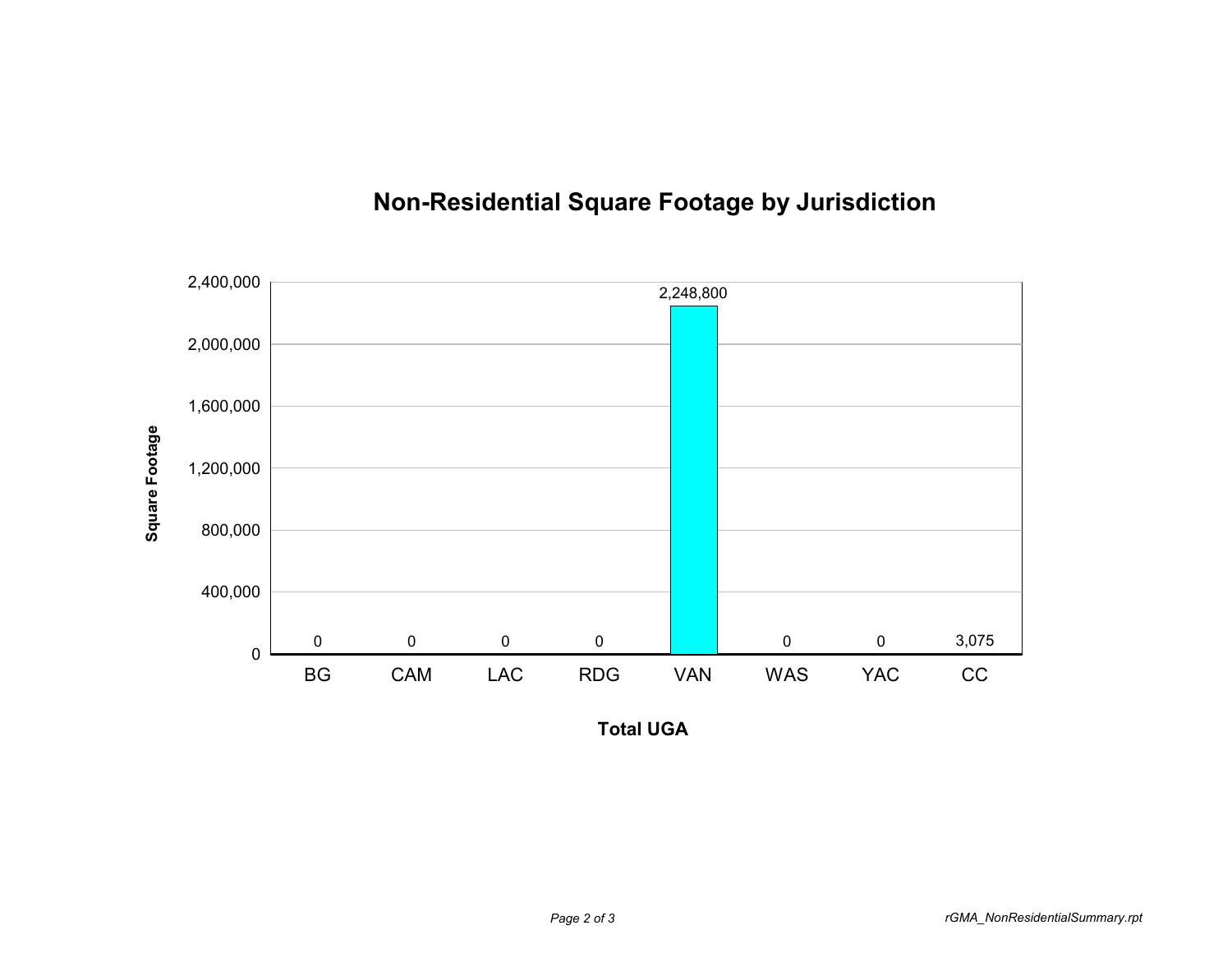## Non-Residential Square Footage by Jurisdiction

| Total UGA | Square Footage |
|---|---|
| BG | 0 |
| CAM | 0 |
| LAC | 0 |
| RDG | 0 |
| VAN | 2,248,800 |
| WAS | 0 |
| YAC | 0 |
| CC | 3,075 |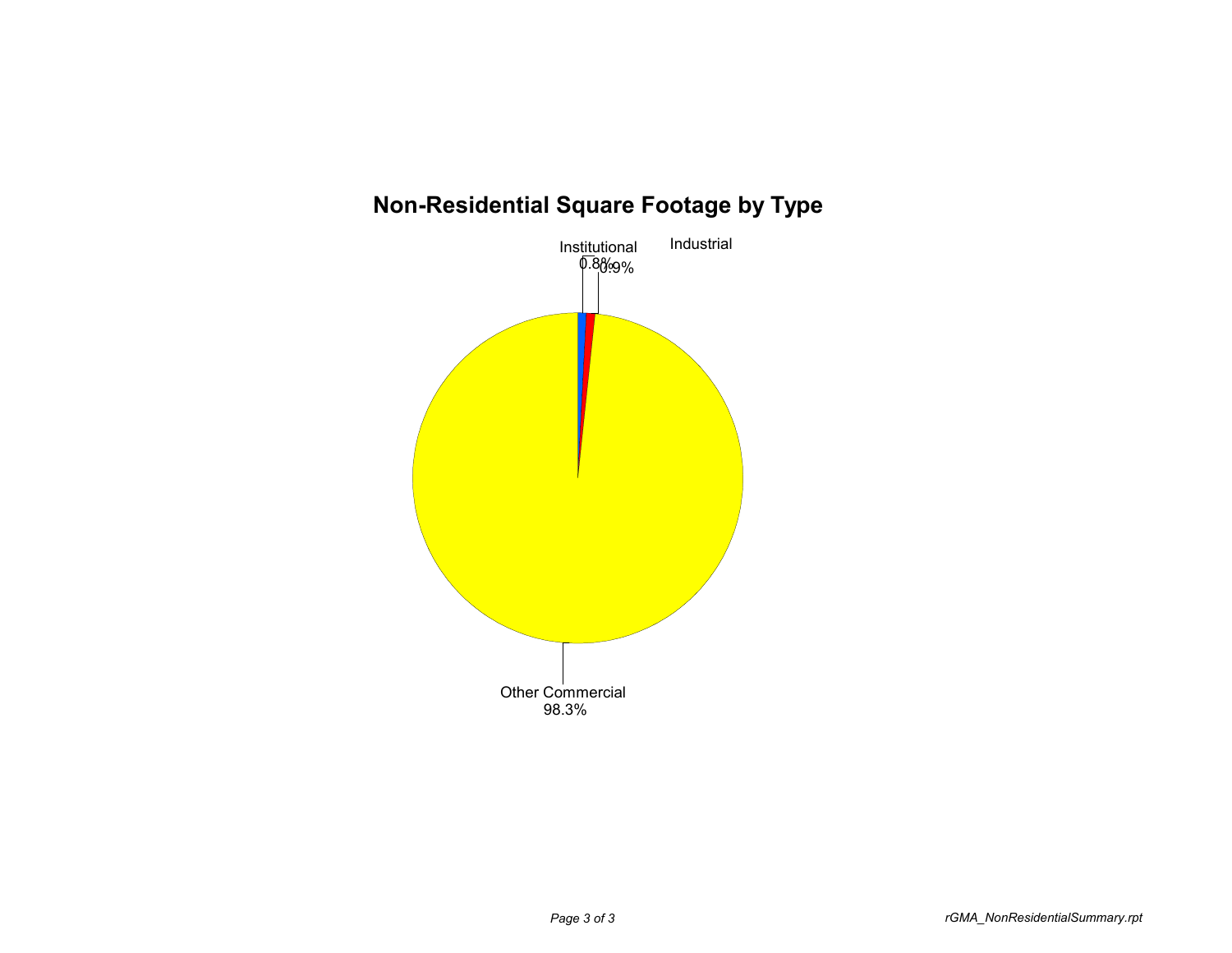# Non-Residential Square Footage by Type

Institutional
0.8%

Industrial
0.9%

Other Commercial
98.3%

rGMA_NonResidentialSummary.rpt